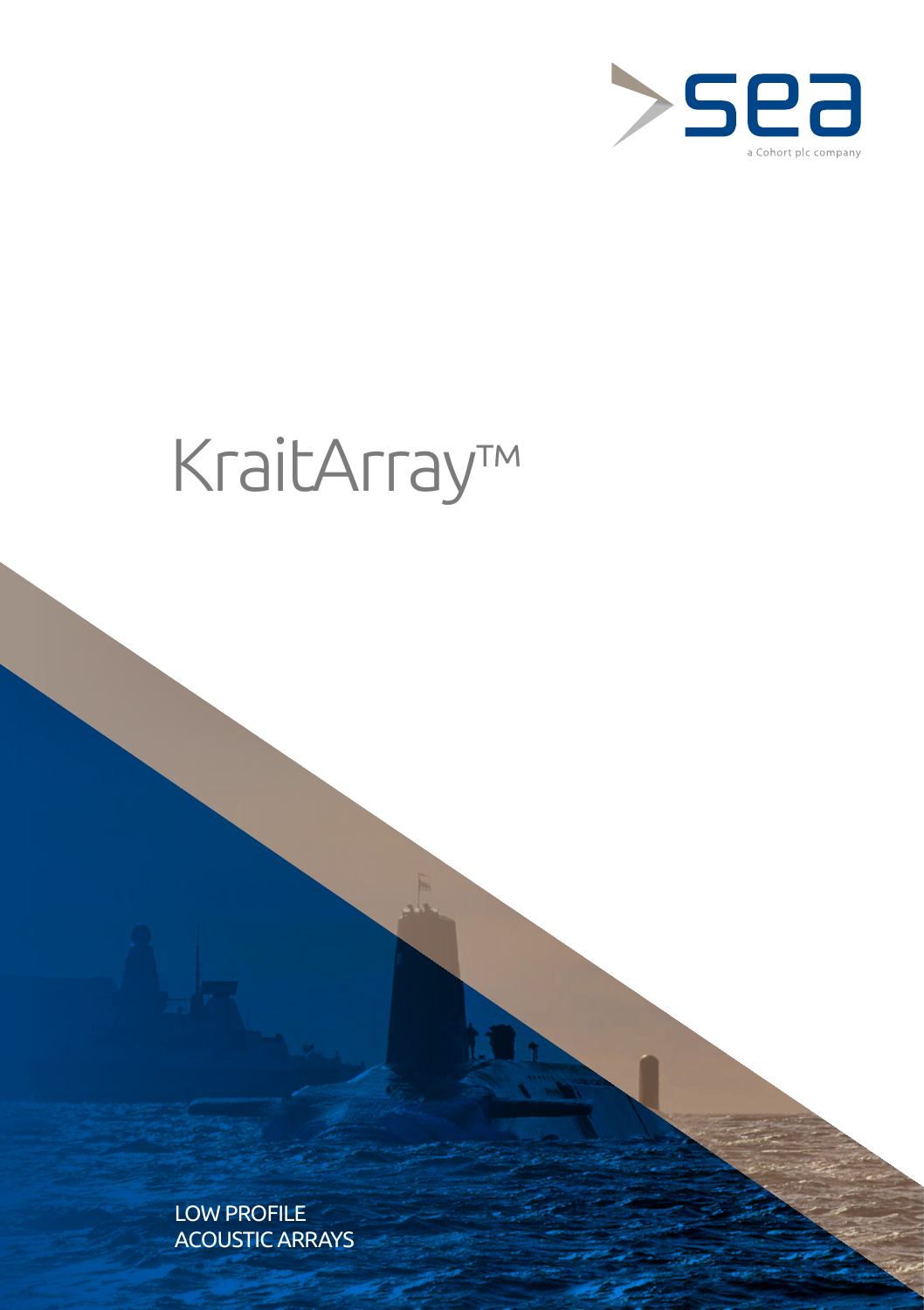sea

a Cohort plc company

# KraitArray™

LOW PROFILE
ACOUSTIC ARRAYS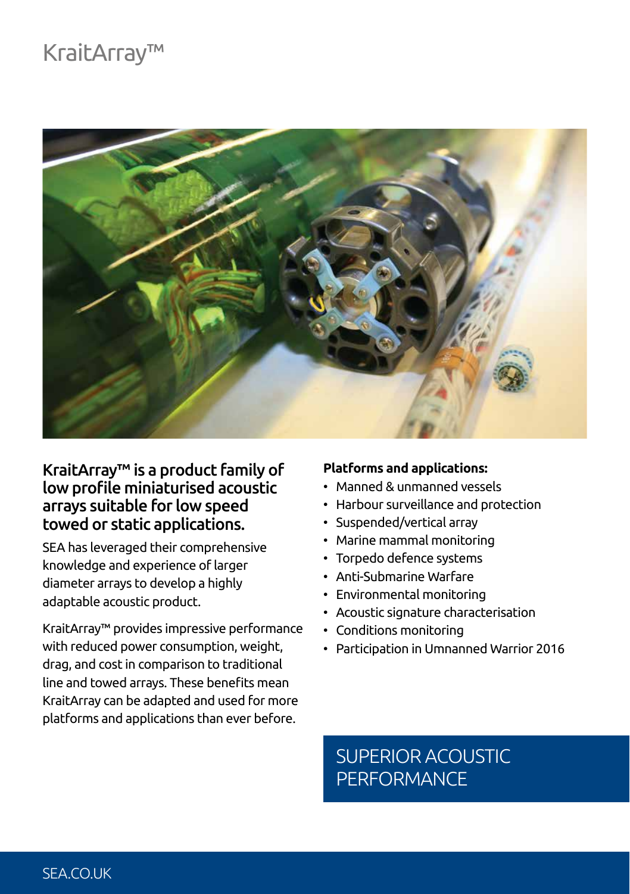# KraitArray™

## KraitArray™ is a product family of low profile miniaturised acoustic arrays suitable for low speed towed or static applications.

SEA has leveraged their comprehensive knowledge and experience of larger diameter arrays to develop a highly adaptable acoustic product.

KraitArray™ provides impressive performance with reduced power consumption, weight, drag, and cost in comparison to traditional line and towed arrays. These benefits mean KraitArray can be adapted and used for more platforms and applications than ever before.

**Platforms and applications:**

- Manned & unmanned vessels
- Harbour surveillance and protection
- Suspended/vertical array
- Marine mammal monitoring
- Torpedo defence systems
- Anti-Submarine Warfare
- Environmental monitoring
- Acoustic signature characterisation
- Conditions monitoring
- Participation in Umnanned Warrior 2016

## SUPERIOR ACOUSTIC PERFORMANCE

SEA.CO.UK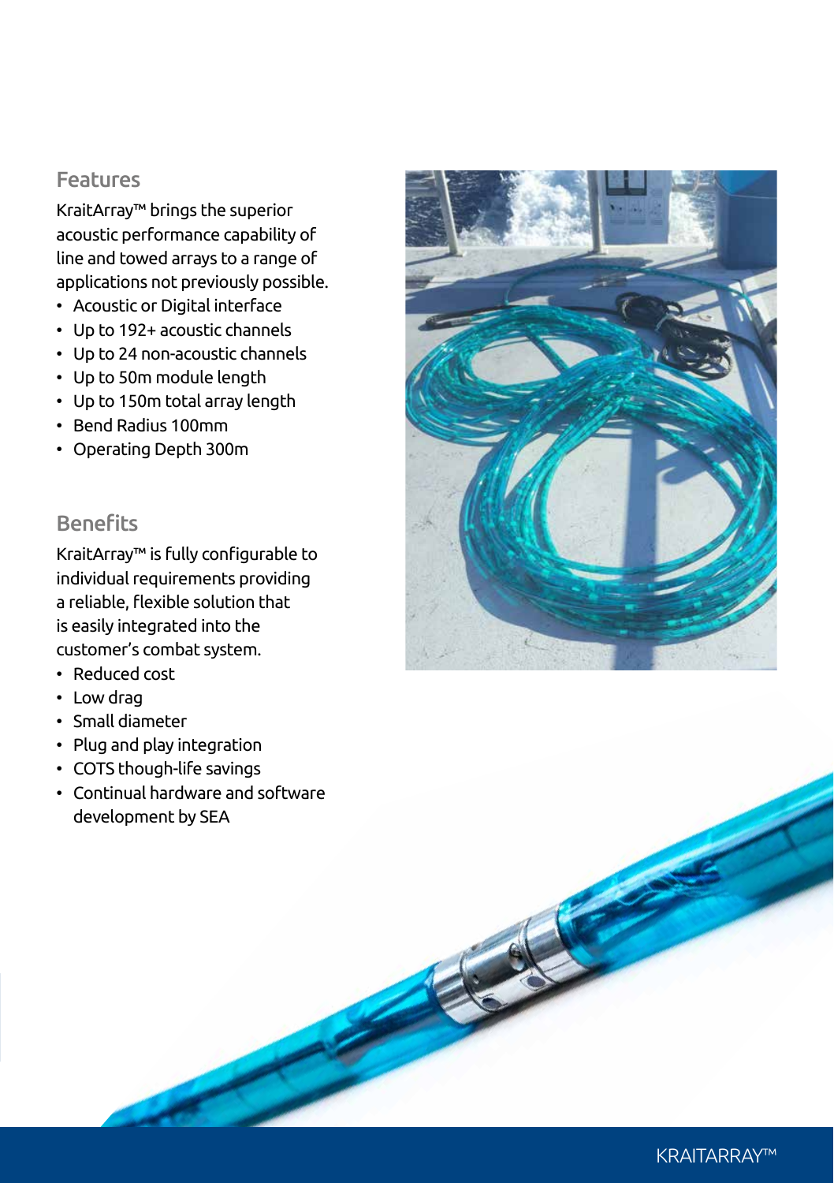## Features

KraitArray™ brings the superior acoustic performance capability of line and towed arrays to a range of applications not previously possible.

- Acoustic or Digital interface
- Up to 192+ acoustic channels
- Up to 24 non-acoustic channels
- Up to 50m module length
- Up to 150m total array length
- Bend Radius 100mm
- Operating Depth 300m

## Benefits

KraitArray™ is fully configurable to individual requirements providing a reliable, flexible solution that is easily integrated into the customer's combat system.

- Reduced cost
- Low drag
- Small diameter
- Plug and play integration
- COTS though-life savings
- Continual hardware and software development by SEA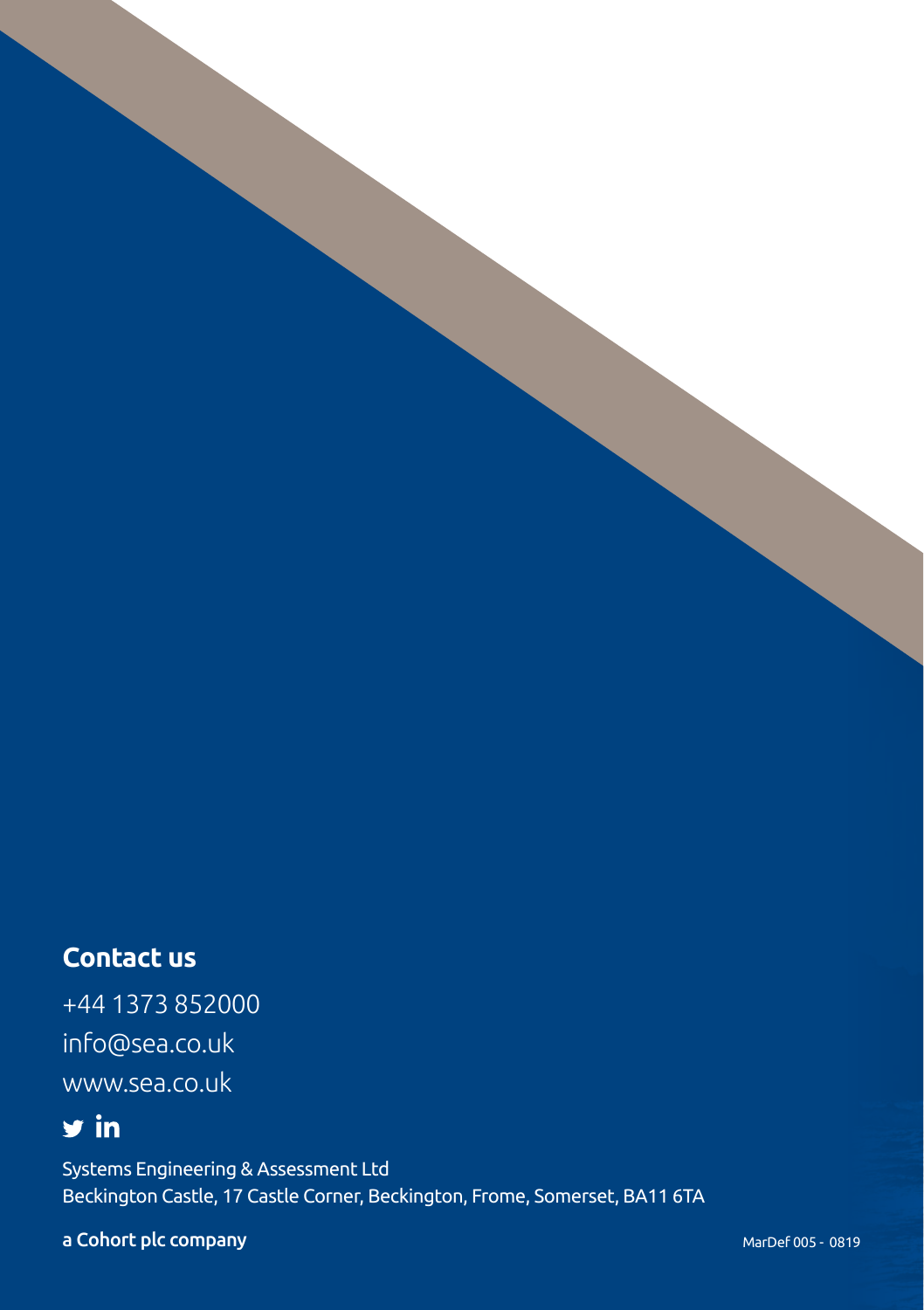## Contact us

+44 1373 852000

info@sea.co.uk

www.sea.co.uk

Systems Engineering & Assessment Ltd
Beckington Castle, 17 Castle Corner, Beckington, Frome, Somerset, BA11 6TA

**a Cohort plc company**

MarDef 005 - 0819